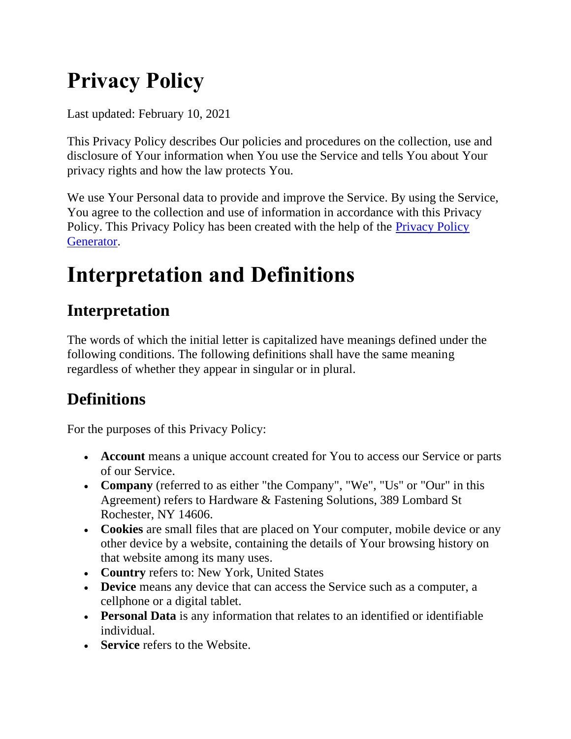# Privacy Policy

Last updated: February 10, 2021

This Privacy Policy describes Our policies and procedures on the collection, use and disclosure of Your information when You use the Service and tells You about Your privacy rights and how the law protects You.

We use Your Personal data to provide and improve the Service. By using the Service, You agree to the collection and use of information in accordance with this Privacy Policy. This Privacy Policy has been created with the help of the Privacy Policy Generator.

# Interpretation and Definitions

## Interpretation

The words of which the initial letter is capitalized have meanings defined under the following conditions. The following definitions shall have the same meaning regardless of whether they appear in singular or in plural.

## Definitions

For the purposes of this Privacy Policy:

- **Account** means a unique account created for You to access our Service or parts of our Service.
- **Company** (referred to as either "the Company", "We", "Us" or "Our" in this Agreement) refers to Hardware & Fastening Solutions, 389 Lombard St Rochester, NY 14606.
- **Cookies** are small files that are placed on Your computer, mobile device or any other device by a website, containing the details of Your browsing history on that website among its many uses.
- **Country** refers to: New York, United States
- **Device** means any device that can access the Service such as a computer, a cellphone or a digital tablet.
- **Personal Data** is any information that relates to an identified or identifiable individual.
- **Service** refers to the Website.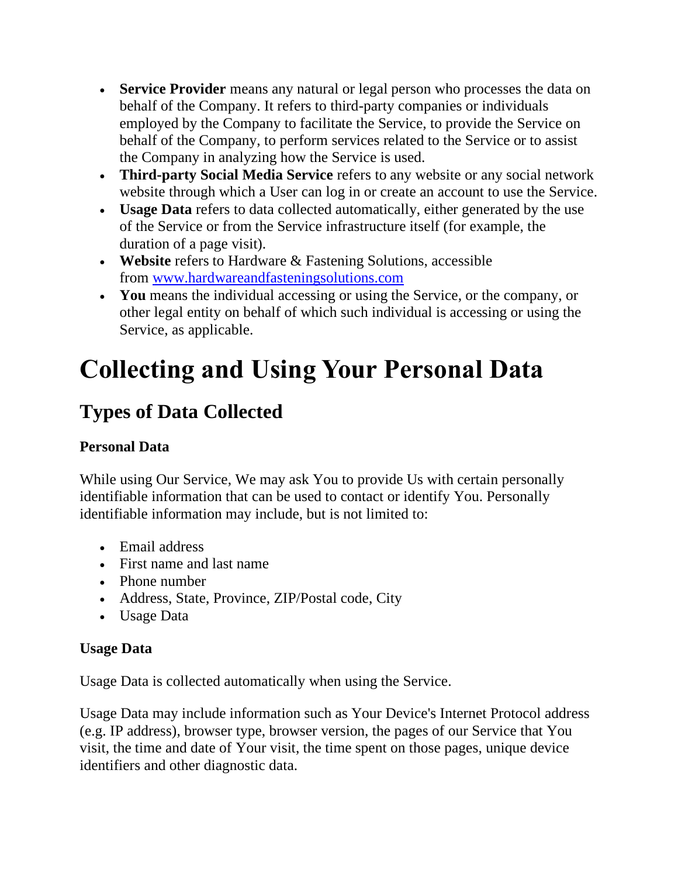- **Service Provider** means any natural or legal person who processes the data on behalf of the Company. It refers to third-party companies or individuals employed by the Company to facilitate the Service, to provide the Service on behalf of the Company, to perform services related to the Service or to assist the Company in analyzing how the Service is used.
- **Third-party Social Media Service** refers to any website or any social network website through which a User can log in or create an account to use the Service.
- **Usage Data** refers to data collected automatically, either generated by the use of the Service or from the Service infrastructure itself (for example, the duration of a page visit).
- **Website** refers to Hardware & Fastening Solutions, accessible from [www.hardwareandfasteningsolutions.com](http://www.hardwareandfasteningsolutions.com)
- **You** means the individual accessing or using the Service, or the company, or other legal entity on behalf of which such individual is accessing or using the Service, as applicable.

# Collecting and Using Your Personal Data

## Types of Data Collected

### Personal Data

While using Our Service, We may ask You to provide Us with certain personally identifiable information that can be used to contact or identify You. Personally identifiable information may include, but is not limited to:

- Email address
- First name and last name
- Phone number
- Address, State, Province, ZIP/Postal code, City
- Usage Data

### Usage Data

Usage Data is collected automatically when using the Service.

Usage Data may include information such as Your Device's Internet Protocol address (e.g. IP address), browser type, browser version, the pages of our Service that You visit, the time and date of Your visit, the time spent on those pages, unique device identifiers and other diagnostic data.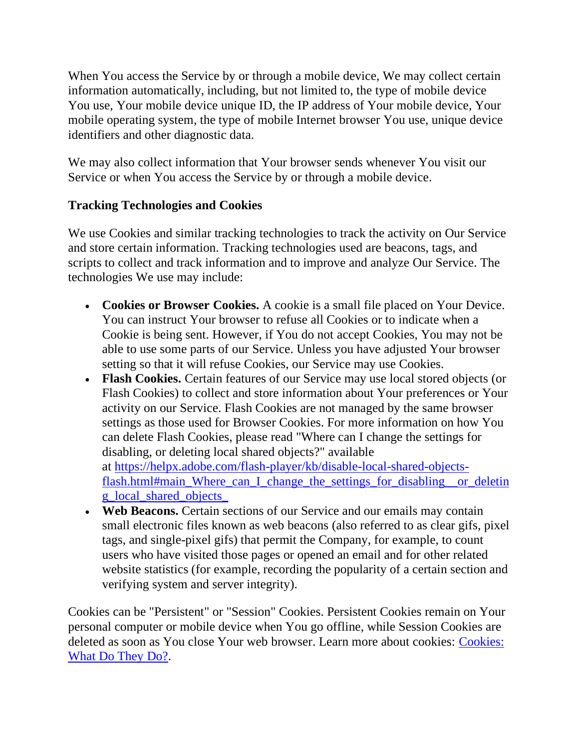When You access the Service by or through a mobile device, We may collect certain information automatically, including, but not limited to, the type of mobile device You use, Your mobile device unique ID, the IP address of Your mobile device, Your mobile operating system, the type of mobile Internet browser You use, unique device identifiers and other diagnostic data.

We may also collect information that Your browser sends whenever You visit our Service or when You access the Service by or through a mobile device.

### Tracking Technologies and Cookies

We use Cookies and similar tracking technologies to track the activity on Our Service and store certain information. Tracking technologies used are beacons, tags, and scripts to collect and track information and to improve and analyze Our Service. The technologies We use may include:

- **Cookies or Browser Cookies.** A cookie is a small file placed on Your Device. You can instruct Your browser to refuse all Cookies or to indicate when a Cookie is being sent. However, if You do not accept Cookies, You may not be able to use some parts of our Service. Unless you have adjusted Your browser setting so that it will refuse Cookies, our Service may use Cookies.
- **Flash Cookies.** Certain features of our Service may use local stored objects (or Flash Cookies) to collect and store information about Your preferences or Your activity on our Service. Flash Cookies are not managed by the same browser settings as those used for Browser Cookies. For more information on how You can delete Flash Cookies, please read "Where can I change the settings for disabling, or deleting local shared objects?" available at https://helpx.adobe.com/flash-player/kb/disable-local-shared-objects-flash.html#main_Where_can_I_change_the_settings_for_disabling__or_deleting_local_shared_objects_
- **Web Beacons.** Certain sections of our Service and our emails may contain small electronic files known as web beacons (also referred to as clear gifs, pixel tags, and single-pixel gifs) that permit the Company, for example, to count users who have visited those pages or opened an email and for other related website statistics (for example, recording the popularity of a certain section and verifying system and server integrity).

Cookies can be "Persistent" or "Session" Cookies. Persistent Cookies remain on Your personal computer or mobile device when You go offline, while Session Cookies are deleted as soon as You close Your web browser. Learn more about cookies: Cookies: What Do They Do?.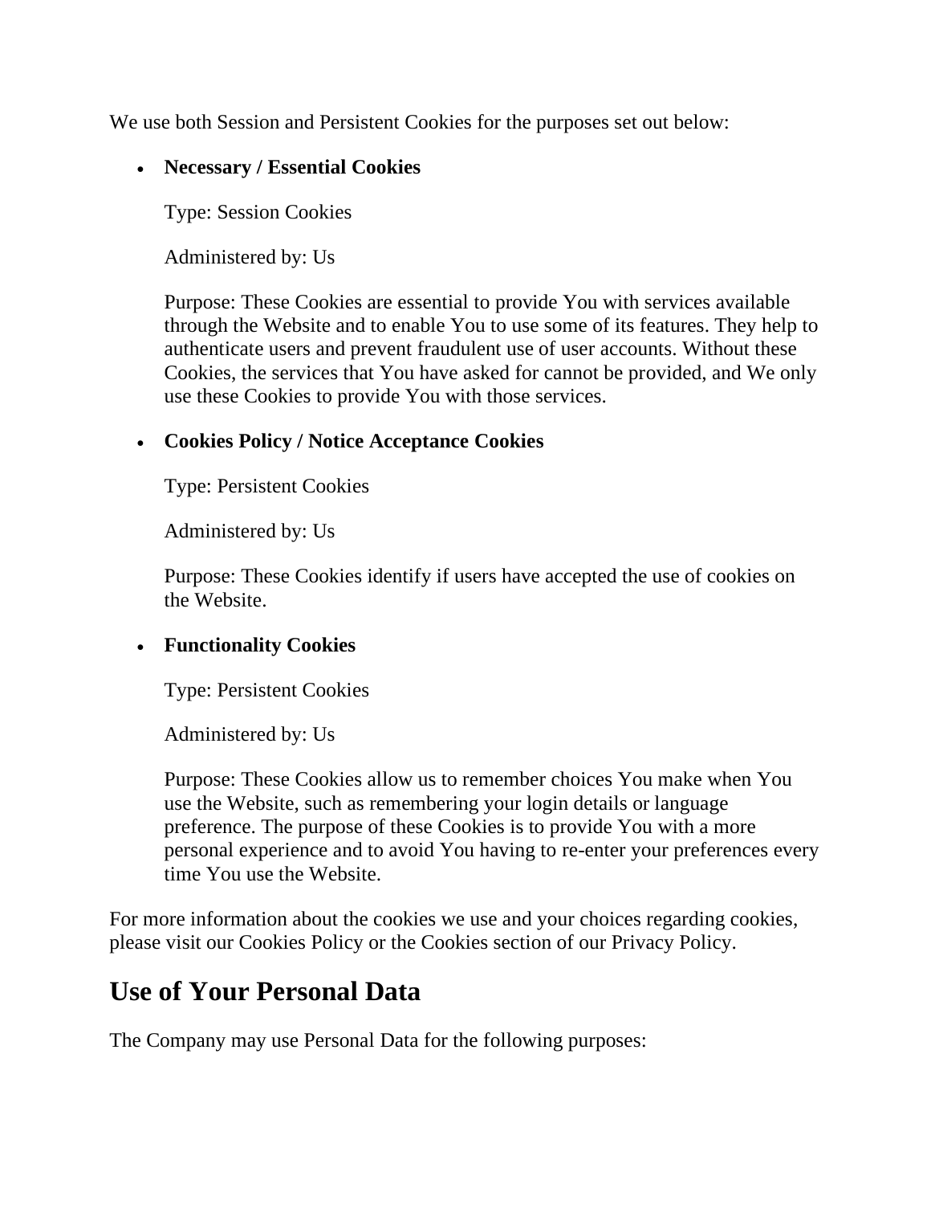We use both Session and Persistent Cookies for the purposes set out below:

- **Necessary / Essential Cookies**

  Type: Session Cookies

  Administered by: Us

  Purpose: These Cookies are essential to provide You with services available through the Website and to enable You to use some of its features. They help to authenticate users and prevent fraudulent use of user accounts. Without these Cookies, the services that You have asked for cannot be provided, and We only use these Cookies to provide You with those services.

- **Cookies Policy / Notice Acceptance Cookies**

  Type: Persistent Cookies

  Administered by: Us

  Purpose: These Cookies identify if users have accepted the use of cookies on the Website.

- **Functionality Cookies**

  Type: Persistent Cookies

  Administered by: Us

  Purpose: These Cookies allow us to remember choices You make when You use the Website, such as remembering your login details or language preference. The purpose of these Cookies is to provide You with a more personal experience and to avoid You having to re-enter your preferences every time You use the Website.

For more information about the cookies we use and your choices regarding cookies, please visit our Cookies Policy or the Cookies section of our Privacy Policy.

## Use of Your Personal Data

The Company may use Personal Data for the following purposes: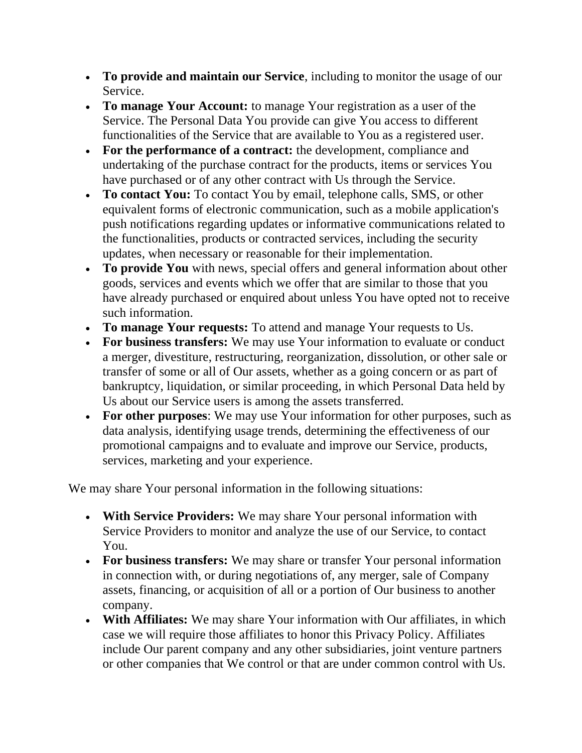- **To provide and maintain our Service**, including to monitor the usage of our Service.
- **To manage Your Account:** to manage Your registration as a user of the Service. The Personal Data You provide can give You access to different functionalities of the Service that are available to You as a registered user.
- **For the performance of a contract:** the development, compliance and undertaking of the purchase contract for the products, items or services You have purchased or of any other contract with Us through the Service.
- **To contact You:** To contact You by email, telephone calls, SMS, or other equivalent forms of electronic communication, such as a mobile application's push notifications regarding updates or informative communications related to the functionalities, products or contracted services, including the security updates, when necessary or reasonable for their implementation.
- **To provide You** with news, special offers and general information about other goods, services and events which we offer that are similar to those that you have already purchased or enquired about unless You have opted not to receive such information.
- **To manage Your requests:** To attend and manage Your requests to Us.
- **For business transfers:** We may use Your information to evaluate or conduct a merger, divestiture, restructuring, reorganization, dissolution, or other sale or transfer of some or all of Our assets, whether as a going concern or as part of bankruptcy, liquidation, or similar proceeding, in which Personal Data held by Us about our Service users is among the assets transferred.
- **For other purposes**: We may use Your information for other purposes, such as data analysis, identifying usage trends, determining the effectiveness of our promotional campaigns and to evaluate and improve our Service, products, services, marketing and your experience.

We may share Your personal information in the following situations:

- **With Service Providers:** We may share Your personal information with Service Providers to monitor and analyze the use of our Service, to contact You.
- **For business transfers:** We may share or transfer Your personal information in connection with, or during negotiations of, any merger, sale of Company assets, financing, or acquisition of all or a portion of Our business to another company.
- **With Affiliates:** We may share Your information with Our affiliates, in which case we will require those affiliates to honor this Privacy Policy. Affiliates include Our parent company and any other subsidiaries, joint venture partners or other companies that We control or that are under common control with Us.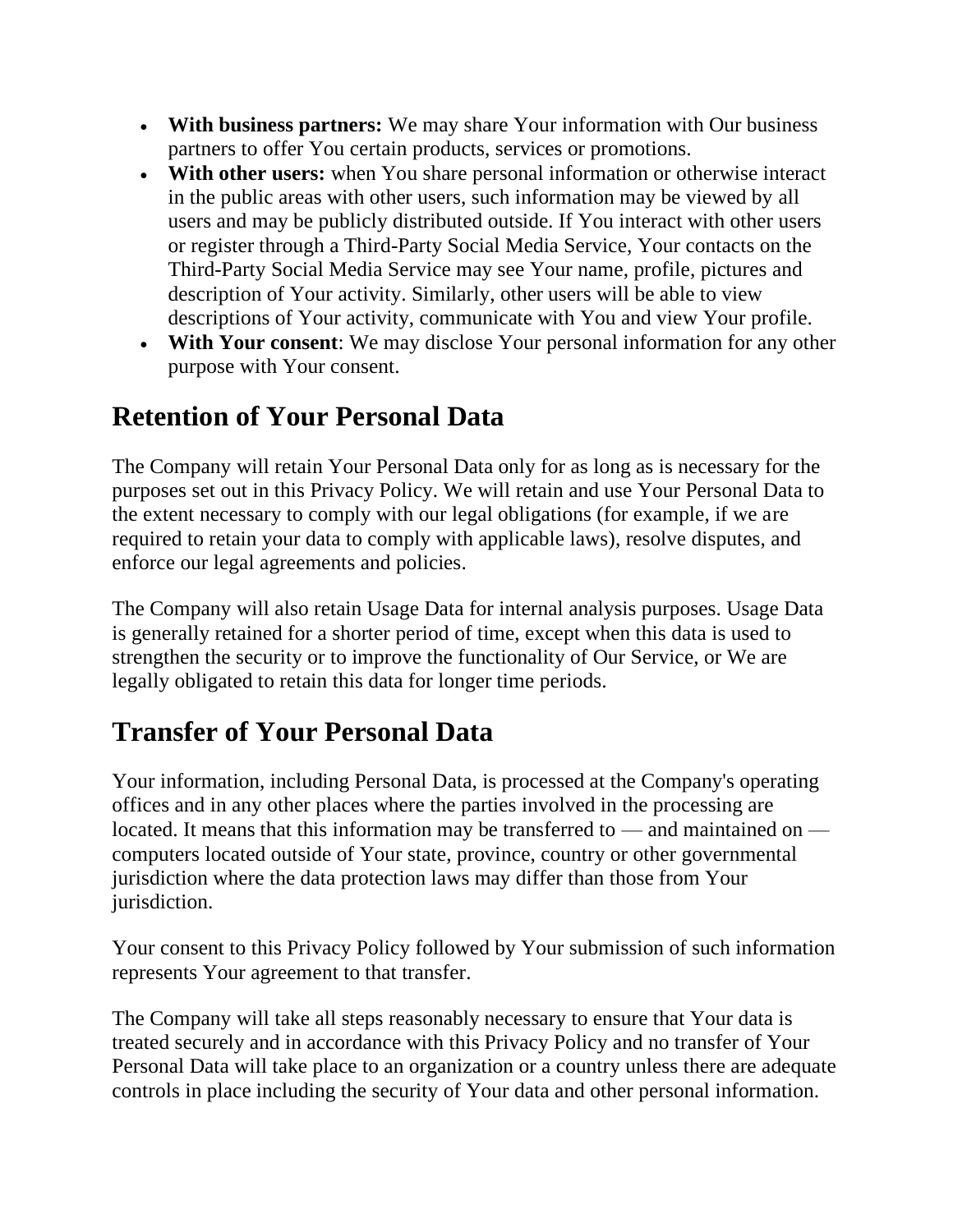- **With business partners:** We may share Your information with Our business partners to offer You certain products, services or promotions.
- **With other users:** when You share personal information or otherwise interact in the public areas with other users, such information may be viewed by all users and may be publicly distributed outside. If You interact with other users or register through a Third-Party Social Media Service, Your contacts on the Third-Party Social Media Service may see Your name, profile, pictures and description of Your activity. Similarly, other users will be able to view descriptions of Your activity, communicate with You and view Your profile.
- **With Your consent**: We may disclose Your personal information for any other purpose with Your consent.

## Retention of Your Personal Data

The Company will retain Your Personal Data only for as long as is necessary for the purposes set out in this Privacy Policy. We will retain and use Your Personal Data to the extent necessary to comply with our legal obligations (for example, if we are required to retain your data to comply with applicable laws), resolve disputes, and enforce our legal agreements and policies.

The Company will also retain Usage Data for internal analysis purposes. Usage Data is generally retained for a shorter period of time, except when this data is used to strengthen the security or to improve the functionality of Our Service, or We are legally obligated to retain this data for longer time periods.

## Transfer of Your Personal Data

Your information, including Personal Data, is processed at the Company's operating offices and in any other places where the parties involved in the processing are located. It means that this information may be transferred to — and maintained on — computers located outside of Your state, province, country or other governmental jurisdiction where the data protection laws may differ than those from Your jurisdiction.

Your consent to this Privacy Policy followed by Your submission of such information represents Your agreement to that transfer.

The Company will take all steps reasonably necessary to ensure that Your data is treated securely and in accordance with this Privacy Policy and no transfer of Your Personal Data will take place to an organization or a country unless there are adequate controls in place including the security of Your data and other personal information.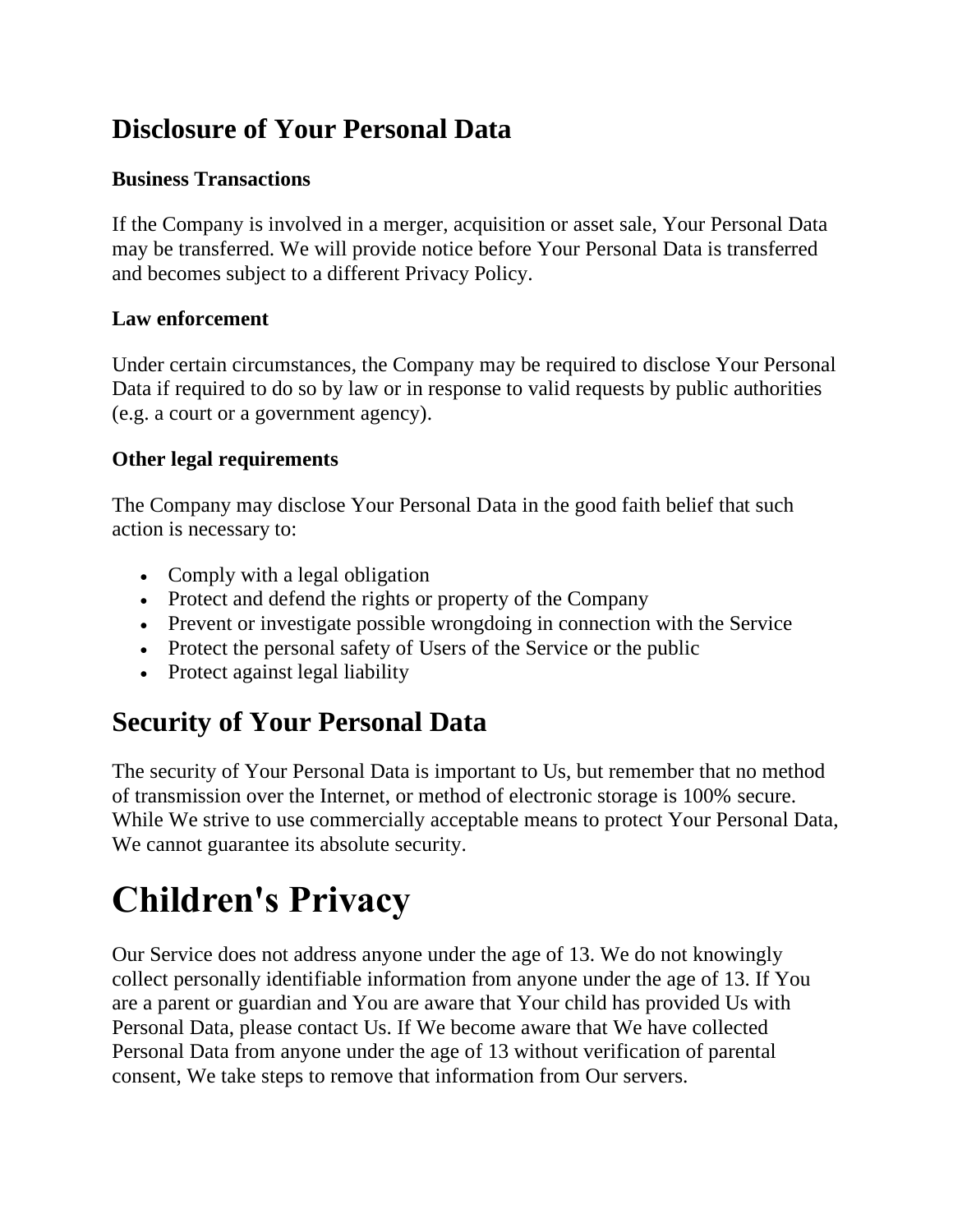## Disclosure of Your Personal Data

### Business Transactions

If the Company is involved in a merger, acquisition or asset sale, Your Personal Data may be transferred. We will provide notice before Your Personal Data is transferred and becomes subject to a different Privacy Policy.

### Law enforcement

Under certain circumstances, the Company may be required to disclose Your Personal Data if required to do so by law or in response to valid requests by public authorities (e.g. a court or a government agency).

### Other legal requirements

The Company may disclose Your Personal Data in the good faith belief that such action is necessary to:

- Comply with a legal obligation
- Protect and defend the rights or property of the Company
- Prevent or investigate possible wrongdoing in connection with the Service
- Protect the personal safety of Users of the Service or the public
- Protect against legal liability

## Security of Your Personal Data

The security of Your Personal Data is important to Us, but remember that no method of transmission over the Internet, or method of electronic storage is 100% secure. While We strive to use commercially acceptable means to protect Your Personal Data, We cannot guarantee its absolute security.

# Children's Privacy

Our Service does not address anyone under the age of 13. We do not knowingly collect personally identifiable information from anyone under the age of 13. If You are a parent or guardian and You are aware that Your child has provided Us with Personal Data, please contact Us. If We become aware that We have collected Personal Data from anyone under the age of 13 without verification of parental consent, We take steps to remove that information from Our servers.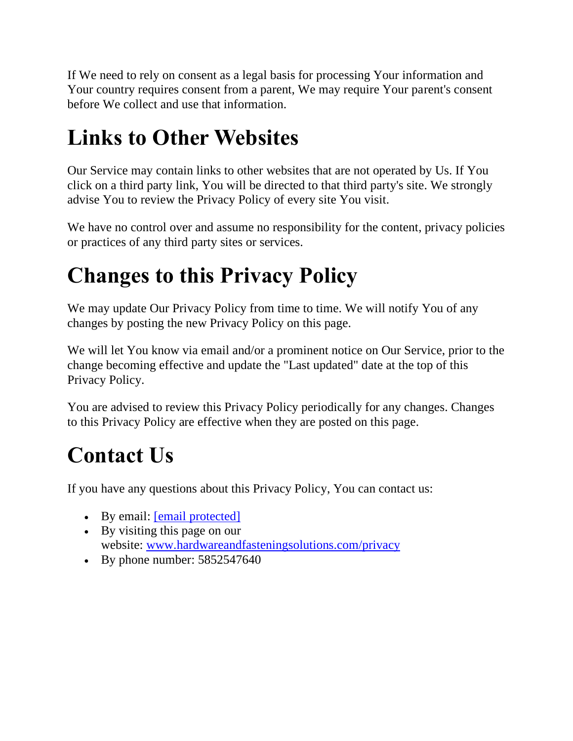If We need to rely on consent as a legal basis for processing Your information and Your country requires consent from a parent, We may require Your parent's consent before We collect and use that information.

# Links to Other Websites

Our Service may contain links to other websites that are not operated by Us. If You click on a third party link, You will be directed to that third party's site. We strongly advise You to review the Privacy Policy of every site You visit.

We have no control over and assume no responsibility for the content, privacy policies or practices of any third party sites or services.

# Changes to this Privacy Policy

We may update Our Privacy Policy from time to time. We will notify You of any changes by posting the new Privacy Policy on this page.

We will let You know via email and/or a prominent notice on Our Service, prior to the change becoming effective and update the "Last updated" date at the top of this Privacy Policy.

You are advised to review this Privacy Policy periodically for any changes. Changes to this Privacy Policy are effective when they are posted on this page.

# Contact Us

If you have any questions about this Privacy Policy, You can contact us:

- By email: [email protected]
- By visiting this page on our website: www.hardwareandfasteningsolutions.com/privacy
- By phone number: 5852547640